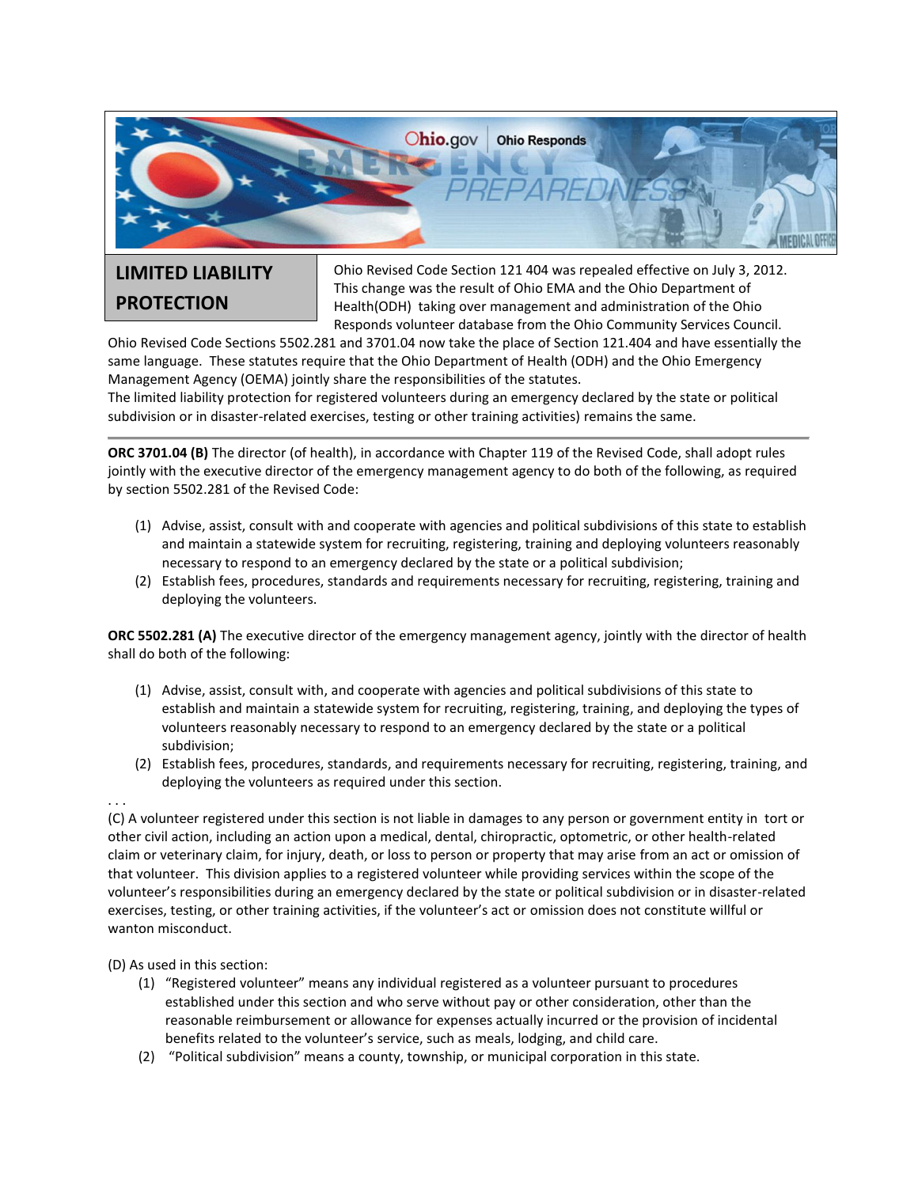# LIMITED LIABILITY PROTECTION

Ohio Revised Code Section 121 404 was repealed effective on July 3, 2012. This change was the result of Ohio EMA and the Ohio Department of Health(ODH) taking over management and administration of the Ohio Responds volunteer database from the Ohio Community Services Council. Ohio Revised Code Sections 5502.281 and 3701.04 now take the place of Section 121.404 and have essentially the same language. These statutes require that the Ohio Department of Health (ODH) and the Ohio Emergency Management Agency (OEMA) jointly share the responsibilities of the statutes.
The limited liability protection for registered volunteers during an emergency declared by the state or political subdivision or in disaster-related exercises, testing or other training activities) remains the same.

---

**ORC 3701.04 (B)** The director (of health), in accordance with Chapter 119 of the Revised Code, shall adopt rules jointly with the executive director of the emergency management agency to do both of the following, as required by section 5502.281 of the Revised Code:

(1) Advise, assist, consult with and cooperate with agencies and political subdivisions of this state to establish and maintain a statewide system for recruiting, registering, training and deploying volunteers reasonably necessary to respond to an emergency declared by the state or a political subdivision;
(2) Establish fees, procedures, standards and requirements necessary for recruiting, registering, training and deploying the volunteers.

**ORC 5502.281 (A)** The executive director of the emergency management agency, jointly with the director of health shall do both of the following:

(1) Advise, assist, consult with, and cooperate with agencies and political subdivisions of this state to establish and maintain a statewide system for recruiting, registering, training, and deploying the types of volunteers reasonably necessary to respond to an emergency declared by the state or a political subdivision;
(2) Establish fees, procedures, standards, and requirements necessary for recruiting, registering, training, and deploying the volunteers as required under this section.

. . .
(C) A volunteer registered under this section is not liable in damages to any person or government entity in tort or other civil action, including an action upon a medical, dental, chiropractic, optometric, or other health-related claim or veterinary claim, for injury, death, or loss to person or property that may arise from an act or omission of that volunteer. This division applies to a registered volunteer while providing services within the scope of the volunteer's responsibilities during an emergency declared by the state or political subdivision or in disaster-related exercises, testing, or other training activities, if the volunteer's act or omission does not constitute willful or wanton misconduct.

(D) As used in this section:

(1) "Registered volunteer" means any individual registered as a volunteer pursuant to procedures established under this section and who serve without pay or other consideration, other than the reasonable reimbursement or allowance for expenses actually incurred or the provision of incidental benefits related to the volunteer's service, such as meals, lodging, and child care.
(2) "Political subdivision" means a county, township, or municipal corporation in this state.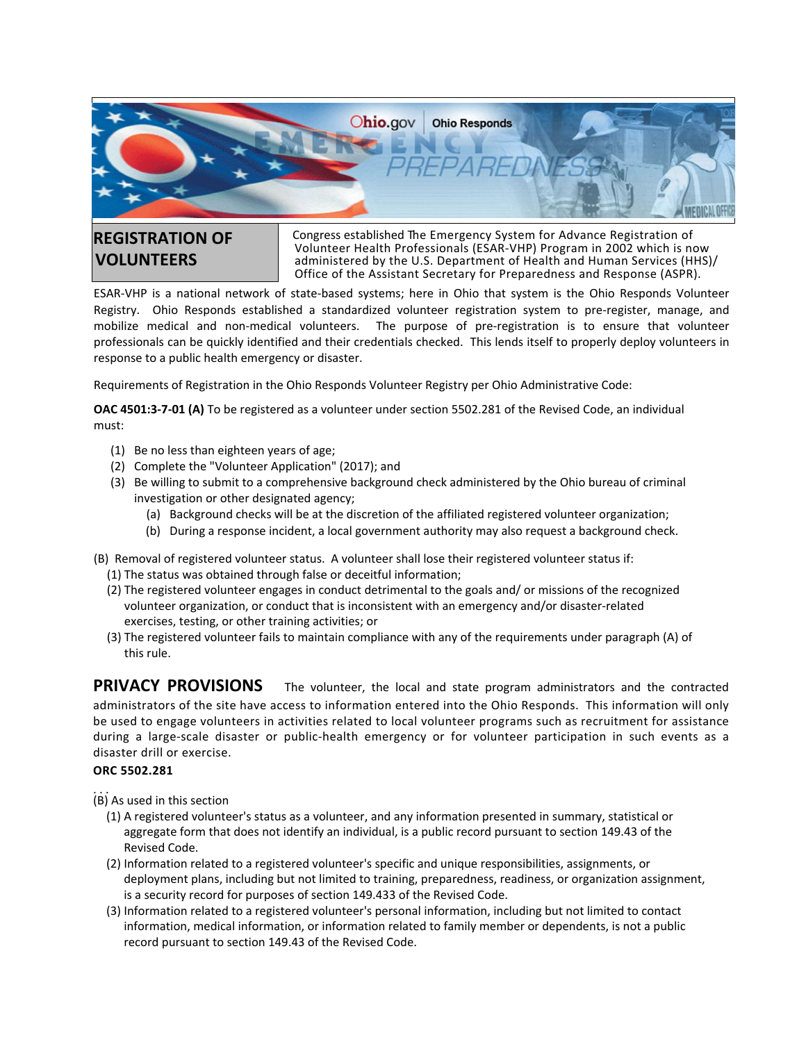Ohio.gov | Ohio Responds

EMERGENCY PREPAREDNESS

## REGISTRATION OF VOLUNTEERS

Congress established The Emergency System for Advance Registration of Volunteer Health Professionals (ESAR-VHP) Program in 2002 which is now administered by the U.S. Department of Health and Human Services (HHS)/ Office of the Assistant Secretary for Preparedness and Response (ASPR).

ESAR-VHP is a national network of state-based systems; here in Ohio that system is the Ohio Responds Volunteer Registry. Ohio Responds established a standardized volunteer registration system to pre-register, manage, and mobilize medical and non-medical volunteers. The purpose of pre-registration is to ensure that volunteer professionals can be quickly identified and their credentials checked. This lends itself to properly deploy volunteers in response to a public health emergency or disaster.

Requirements of Registration in the Ohio Responds Volunteer Registry per Ohio Administrative Code:

**OAC 4501:3-7-01 (A)** To be registered as a volunteer under section 5502.281 of the Revised Code, an individual must:

1. (1) Be no less than eighteen years of age;
2. (2) Complete the "Volunteer Application" (2017); and
3. (3) Be willing to submit to a comprehensive background check administered by the Ohio bureau of criminal investigation or other designated agency;
   - (a) Background checks will be at the discretion of the affiliated registered volunteer organization;
   - (b) During a response incident, a local government authority may also request a background check.

(B) Removal of registered volunteer status. A volunteer shall lose their registered volunteer status if:

- (1) The status was obtained through false or deceitful information;
- (2) The registered volunteer engages in conduct detrimental to the goals and/ or missions of the recognized volunteer organization, or conduct that is inconsistent with an emergency and/or disaster-related exercises, testing, or other training activities; or
- (3) The registered volunteer fails to maintain compliance with any of the requirements under paragraph (A) of this rule.

## PRIVACY PROVISIONS

The volunteer, the local and state program administrators and the contracted administrators of the site have access to information entered into the Ohio Responds. This information will only be used to engage volunteers in activities related to local volunteer programs such as recruitment for assistance during a large-scale disaster or public-health emergency or for volunteer participation in such events as a disaster drill or exercise.

**ORC 5502.281**

. . .

(B) As used in this section

- (1) A registered volunteer's status as a volunteer, and any information presented in summary, statistical or aggregate form that does not identify an individual, is a public record pursuant to section 149.43 of the Revised Code.
- (2) Information related to a registered volunteer's specific and unique responsibilities, assignments, or deployment plans, including but not limited to training, preparedness, readiness, or organization assignment, is a security record for purposes of section 149.433 of the Revised Code.
- (3) Information related to a registered volunteer's personal information, including but not limited to contact information, medical information, or information related to family member or dependents, is not a public record pursuant to section 149.43 of the Revised Code.